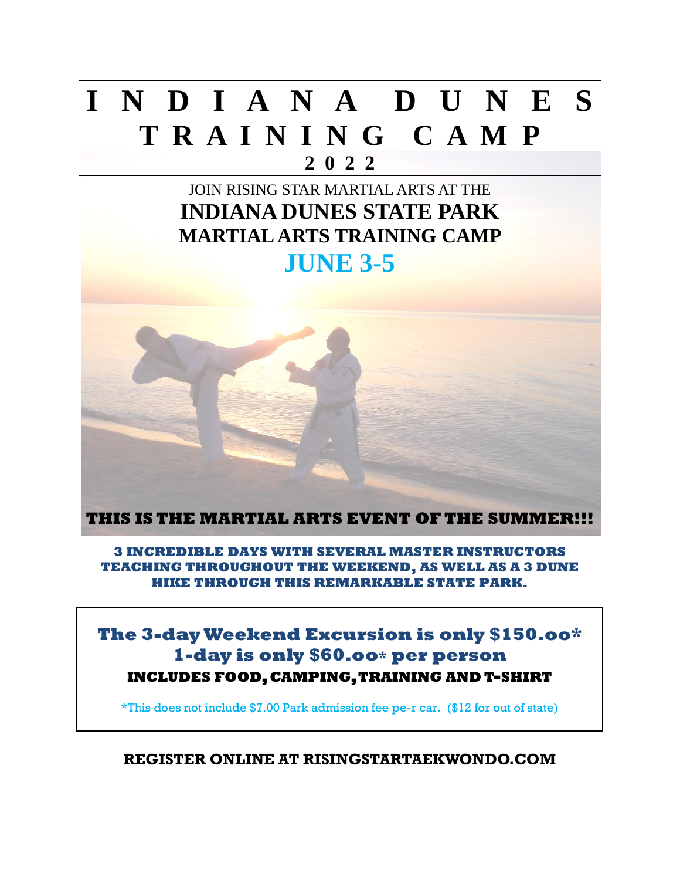# INDIANA DUNES TRAINING CAMP

## 2022

JOIN RISING STAR MARTIAL ARTS AT THE

## INDIANA DUNES STATE PARK

### MARTIAL ARTS TRAINING CAMP

## JUNE 3-5

**THIS IS THE MARTIAL ARTS EVENT OF THE SUMMER!!!**

**3 INCREDIBLE DAYS WITH SEVERAL MASTER INSTRUCTORS TEACHING THROUGHOUT THE WEEKEND, AS WELL AS A 3 DUNE HIKE THROUGH THIS REMARKABLE STATE PARK.**

**The 3-day Weekend Excursion is only $150.oo***

**1-day is only $60.oo* per person**

**INCLUDES FOOD, CAMPING, TRAINING AND T-SHIRT**

*This does not include $7.00 Park admission fee pe-r car. ($12 for out of state)

**REGISTER ONLINE AT RISINGSTARTAEKWONDO.COM**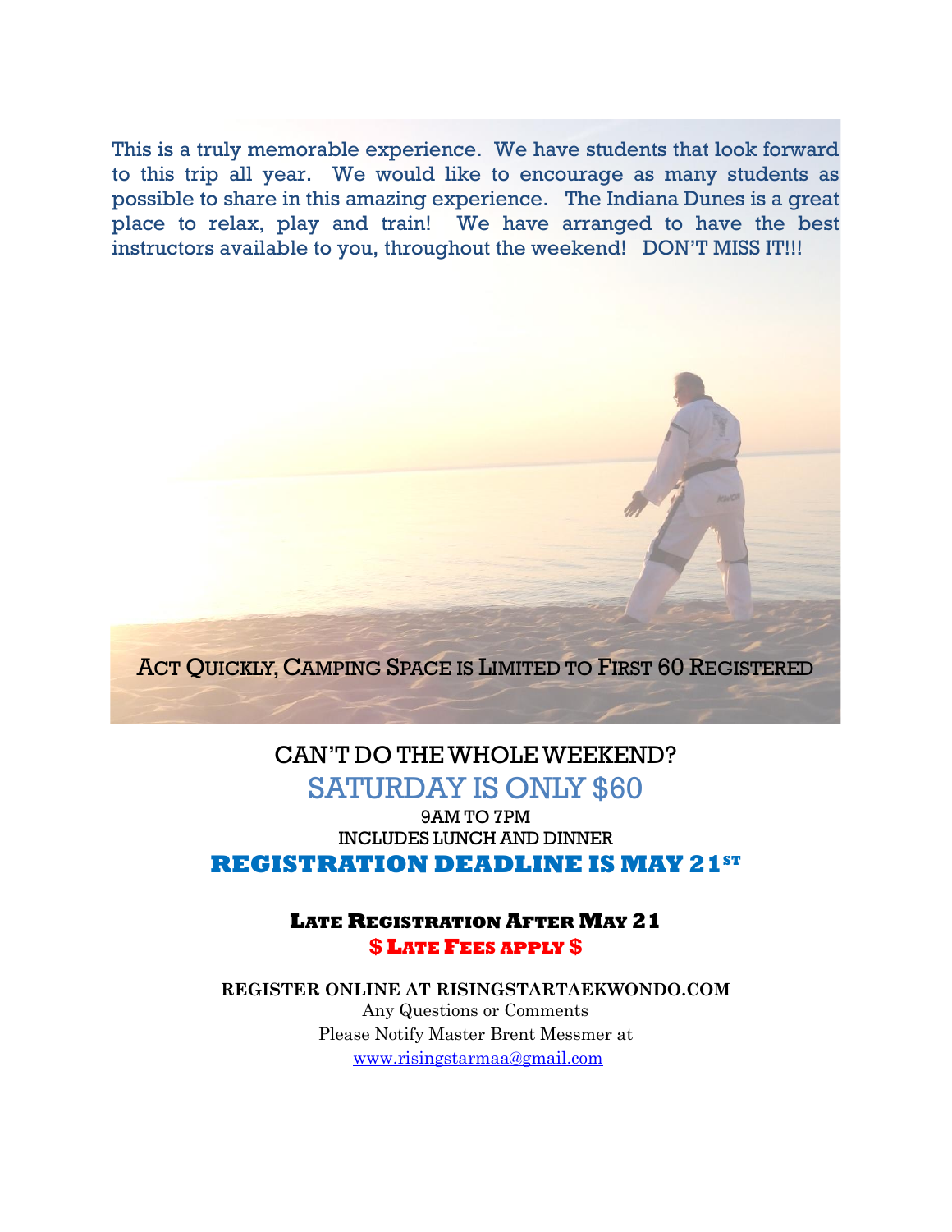This is a truly memorable experience. We have students that look forward to this trip all year. We would like to encourage as many students as possible to share in this amazing experience. The Indiana Dunes is a great place to relax, play and train! We have arranged to have the best instructors available to you, throughout the weekend! DON'T MISS IT!!!

ACT QUICKLY, CAMPING SPACE IS LIMITED TO FIRST 60 REGISTERED

CAN'T DO THE WHOLE WEEKEND?

SATURDAY IS ONLY $60

9AM TO 7PM

INCLUDES LUNCH AND DINNER

**REGISTRATION DEADLINE IS MAY 21ST**

**LATE REGISTRATION AFTER MAY 21**

**$ LATE FEES APPLY $**

**REGISTER ONLINE AT RISINGSTARTAEKWONDO.COM**

Any Questions or Comments

Please Notify Master Brent Messmer at

www.risingstarmaa@gmail.com